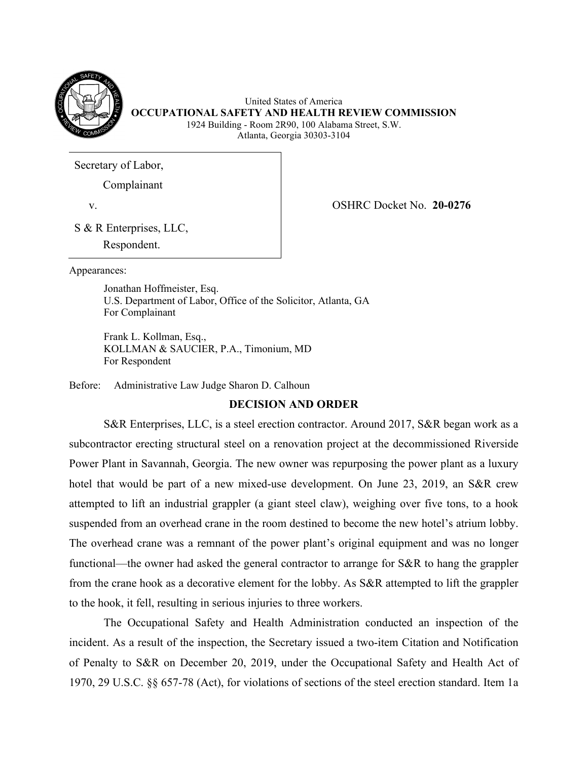United States of America
**OCCUPATIONAL SAFETY AND HEALTH REVIEW COMMISSION**
1924 Building - Room 2R90, 100 Alabama Street, S.W.
Atlanta, Georgia 30303-3104

Secretary of Labor,
Complainant

v.

S & R Enterprises, LLC,
Respondent.

OSHRC Docket No. **20-0276**

Appearances:

Jonathan Hoffmeister, Esq.
U.S. Department of Labor, Office of the Solicitor, Atlanta, GA
For Complainant

Frank L. Kollman, Esq.,
KOLLMAN & SAUCIER, P.A., Timonium, MD
For Respondent

Before: Administrative Law Judge Sharon D. Calhoun

## DECISION AND ORDER

S&R Enterprises, LLC, is a steel erection contractor. Around 2017, S&R began work as a subcontractor erecting structural steel on a renovation project at the decommissioned Riverside Power Plant in Savannah, Georgia. The new owner was repurposing the power plant as a luxury hotel that would be part of a new mixed-use development. On June 23, 2019, an S&R crew attempted to lift an industrial grappler (a giant steel claw), weighing over five tons, to a hook suspended from an overhead crane in the room destined to become the new hotel's atrium lobby. The overhead crane was a remnant of the power plant's original equipment and was no longer functional—the owner had asked the general contractor to arrange for S&R to hang the grappler from the crane hook as a decorative element for the lobby. As S&R attempted to lift the grappler to the hook, it fell, resulting in serious injuries to three workers.

The Occupational Safety and Health Administration conducted an inspection of the incident. As a result of the inspection, the Secretary issued a two-item Citation and Notification of Penalty to S&R on December 20, 2019, under the Occupational Safety and Health Act of 1970, 29 U.S.C. §§ 657-78 (Act), for violations of sections of the steel erection standard. Item 1a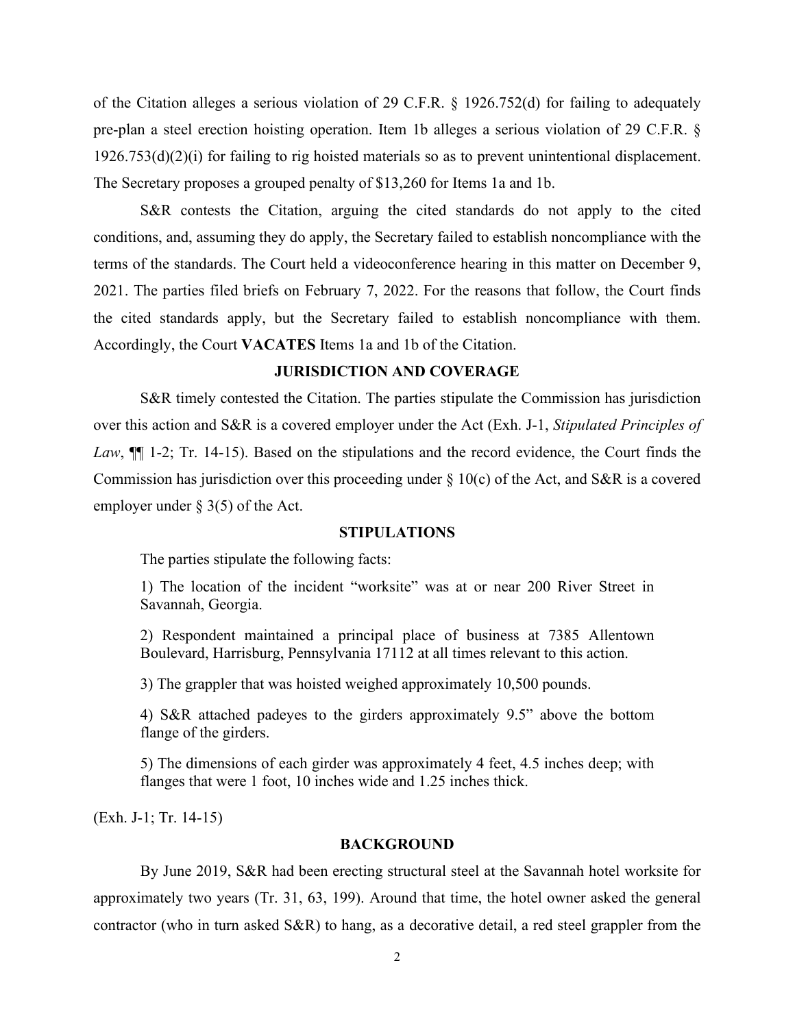of the Citation alleges a serious violation of 29 C.F.R. § 1926.752(d) for failing to adequately pre-plan a steel erection hoisting operation. Item 1b alleges a serious violation of 29 C.F.R. § 1926.753(d)(2)(i) for failing to rig hoisted materials so as to prevent unintentional displacement. The Secretary proposes a grouped penalty of $13,260 for Items 1a and 1b.

S&R contests the Citation, arguing the cited standards do not apply to the cited conditions, and, assuming they do apply, the Secretary failed to establish noncompliance with the terms of the standards. The Court held a videoconference hearing in this matter on December 9, 2021. The parties filed briefs on February 7, 2022. For the reasons that follow, the Court finds the cited standards apply, but the Secretary failed to establish noncompliance with them. Accordingly, the Court **VACATES** Items 1a and 1b of the Citation.

## JURISDICTION AND COVERAGE

S&R timely contested the Citation. The parties stipulate the Commission has jurisdiction over this action and S&R is a covered employer under the Act (Exh. J-1, *Stipulated Principles of Law*, ¶¶ 1-2; Tr. 14-15). Based on the stipulations and the record evidence, the Court finds the Commission has jurisdiction over this proceeding under § 10(c) of the Act, and S&R is a covered employer under § 3(5) of the Act.

## STIPULATIONS

The parties stipulate the following facts:

> 1) The location of the incident "worksite" was at or near 200 River Street in Savannah, Georgia.
>
> 2) Respondent maintained a principal place of business at 7385 Allentown Boulevard, Harrisburg, Pennsylvania 17112 at all times relevant to this action.
>
> 3) The grappler that was hoisted weighed approximately 10,500 pounds.
>
> 4) S&R attached padeyes to the girders approximately 9.5" above the bottom flange of the girders.
>
> 5) The dimensions of each girder was approximately 4 feet, 4.5 inches deep; with flanges that were 1 foot, 10 inches wide and 1.25 inches thick.

(Exh. J-1; Tr. 14-15)

## BACKGROUND

By June 2019, S&R had been erecting structural steel at the Savannah hotel worksite for approximately two years (Tr. 31, 63, 199). Around that time, the hotel owner asked the general contractor (who in turn asked S&R) to hang, as a decorative detail, a red steel grappler from the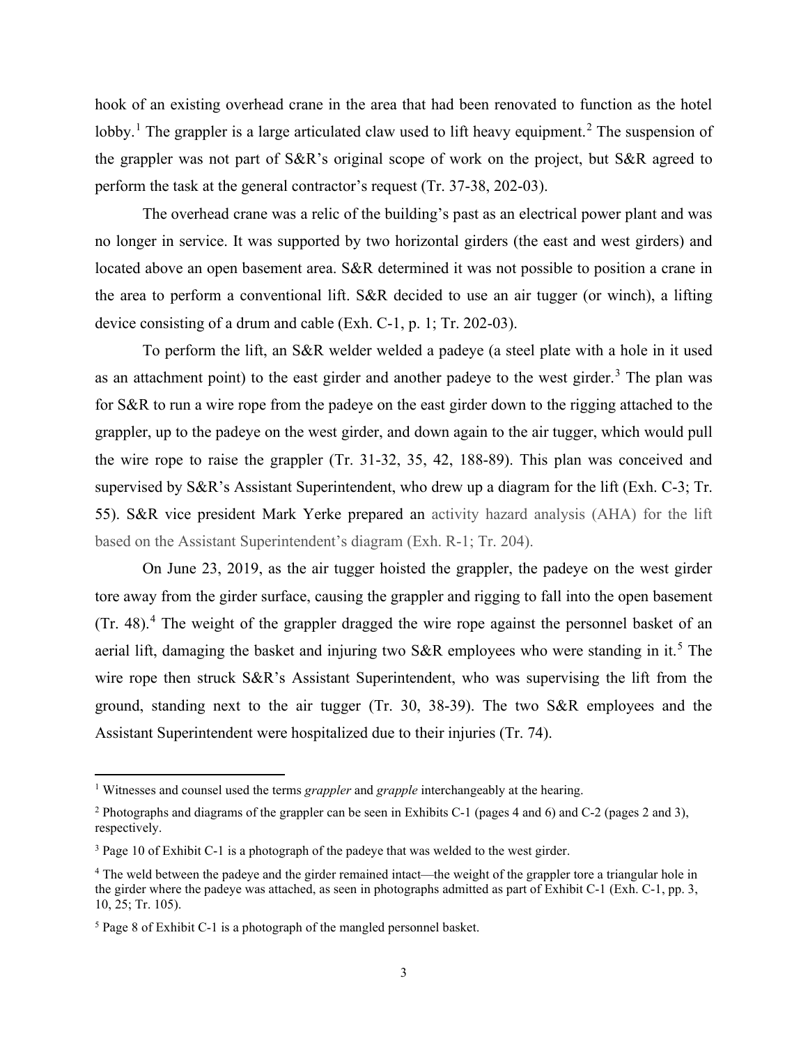hook of an existing overhead crane in the area that had been renovated to function as the hotel lobby.[1] The grappler is a large articulated claw used to lift heavy equipment.[2] The suspension of the grappler was not part of S&R's original scope of work on the project, but S&R agreed to perform the task at the general contractor's request (Tr. 37-38, 202-03).

The overhead crane was a relic of the building's past as an electrical power plant and was no longer in service. It was supported by two horizontal girders (the east and west girders) and located above an open basement area. S&R determined it was not possible to position a crane in the area to perform a conventional lift. S&R decided to use an air tugger (or winch), a lifting device consisting of a drum and cable (Exh. C-1, p. 1; Tr. 202-03).

To perform the lift, an S&R welder welded a padeye (a steel plate with a hole in it used as an attachment point) to the east girder and another padeye to the west girder.[3] The plan was for S&R to run a wire rope from the padeye on the east girder down to the rigging attached to the grappler, up to the padeye on the west girder, and down again to the air tugger, which would pull the wire rope to raise the grappler (Tr. 31-32, 35, 42, 188-89). This plan was conceived and supervised by S&R's Assistant Superintendent, who drew up a diagram for the lift (Exh. C-3; Tr. 55). S&R vice president Mark Yerke prepared an activity hazard analysis (AHA) for the lift based on the Assistant Superintendent's diagram (Exh. R-1; Tr. 204).

On June 23, 2019, as the air tugger hoisted the grappler, the padeye on the west girder tore away from the girder surface, causing the grappler and rigging to fall into the open basement (Tr. 48).[4] The weight of the grappler dragged the wire rope against the personnel basket of an aerial lift, damaging the basket and injuring two S&R employees who were standing in it.[5] The wire rope then struck S&R's Assistant Superintendent, who was supervising the lift from the ground, standing next to the air tugger (Tr. 30, 38-39). The two S&R employees and the Assistant Superintendent were hospitalized due to their injuries (Tr. 74).

---

[1] Witnesses and counsel used the terms *grappler* and *grapple* interchangeably at the hearing.

[2] Photographs and diagrams of the grappler can be seen in Exhibits C-1 (pages 4 and 6) and C-2 (pages 2 and 3), respectively.

[3] Page 10 of Exhibit C-1 is a photograph of the padeye that was welded to the west girder.

[4] The weld between the padeye and the girder remained intact—the weight of the grappler tore a triangular hole in the girder where the padeye was attached, as seen in photographs admitted as part of Exhibit C-1 (Exh. C-1, pp. 3, 10, 25; Tr. 105).

[5] Page 8 of Exhibit C-1 is a photograph of the mangled personnel basket.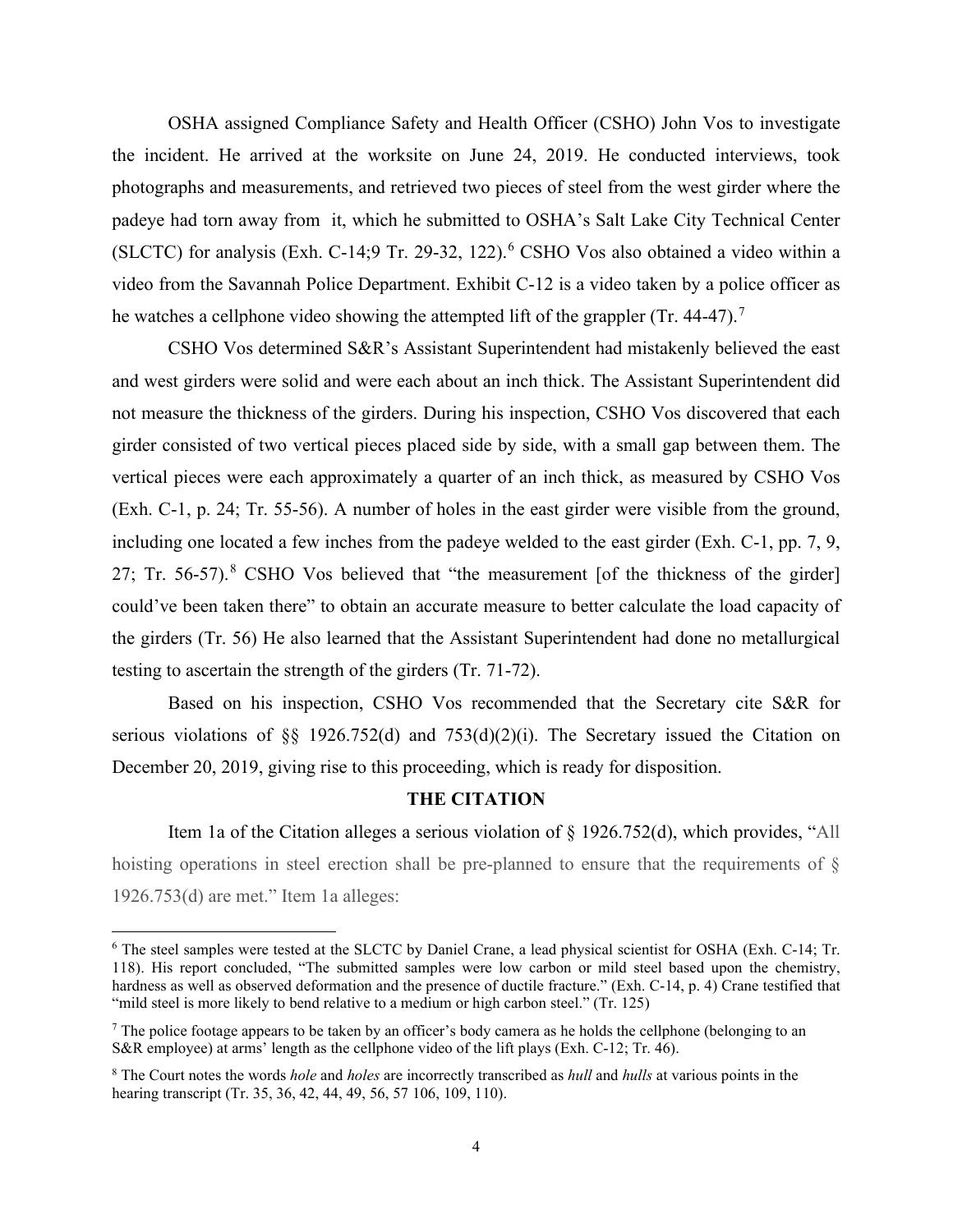OSHA assigned Compliance Safety and Health Officer (CSHO) John Vos to investigate the incident. He arrived at the worksite on June 24, 2019. He conducted interviews, took photographs and measurements, and retrieved two pieces of steel from the west girder where the padeye had torn away from it, which he submitted to OSHA's Salt Lake City Technical Center (SLCTC) for analysis (Exh. C-14;9 Tr. 29-32, 122).[6] CSHO Vos also obtained a video within a video from the Savannah Police Department. Exhibit C-12 is a video taken by a police officer as he watches a cellphone video showing the attempted lift of the grappler (Tr. 44-47).[7]

CSHO Vos determined S&R's Assistant Superintendent had mistakenly believed the east and west girders were solid and were each about an inch thick. The Assistant Superintendent did not measure the thickness of the girders. During his inspection, CSHO Vos discovered that each girder consisted of two vertical pieces placed side by side, with a small gap between them. The vertical pieces were each approximately a quarter of an inch thick, as measured by CSHO Vos (Exh. C-1, p. 24; Tr. 55-56). A number of holes in the east girder were visible from the ground, including one located a few inches from the padeye welded to the east girder (Exh. C-1, pp. 7, 9, 27; Tr. 56-57).[8] CSHO Vos believed that "the measurement [of the thickness of the girder] could've been taken there" to obtain an accurate measure to better calculate the load capacity of the girders (Tr. 56) He also learned that the Assistant Superintendent had done no metallurgical testing to ascertain the strength of the girders (Tr. 71-72).

Based on his inspection, CSHO Vos recommended that the Secretary cite S&R for serious violations of §§ 1926.752(d) and 753(d)(2)(i). The Secretary issued the Citation on December 20, 2019, giving rise to this proceeding, which is ready for disposition.

**THE CITATION**

Item 1a of the Citation alleges a serious violation of § 1926.752(d), which provides, "All hoisting operations in steel erection shall be pre-planned to ensure that the requirements of § 1926.753(d) are met." Item 1a alleges:

---

[6] The steel samples were tested at the SLCTC by Daniel Crane, a lead physical scientist for OSHA (Exh. C-14; Tr. 118). His report concluded, "The submitted samples were low carbon or mild steel based upon the chemistry, hardness as well as observed deformation and the presence of ductile fracture." (Exh. C-14, p. 4) Crane testified that "mild steel is more likely to bend relative to a medium or high carbon steel." (Tr. 125)

[7] The police footage appears to be taken by an officer's body camera as he holds the cellphone (belonging to an S&R employee) at arms' length as the cellphone video of the lift plays (Exh. C-12; Tr. 46).

[8] The Court notes the words *hole* and *holes* are incorrectly transcribed as *hull* and *hulls* at various points in the hearing transcript (Tr. 35, 36, 42, 44, 49, 56, 57 106, 109, 110).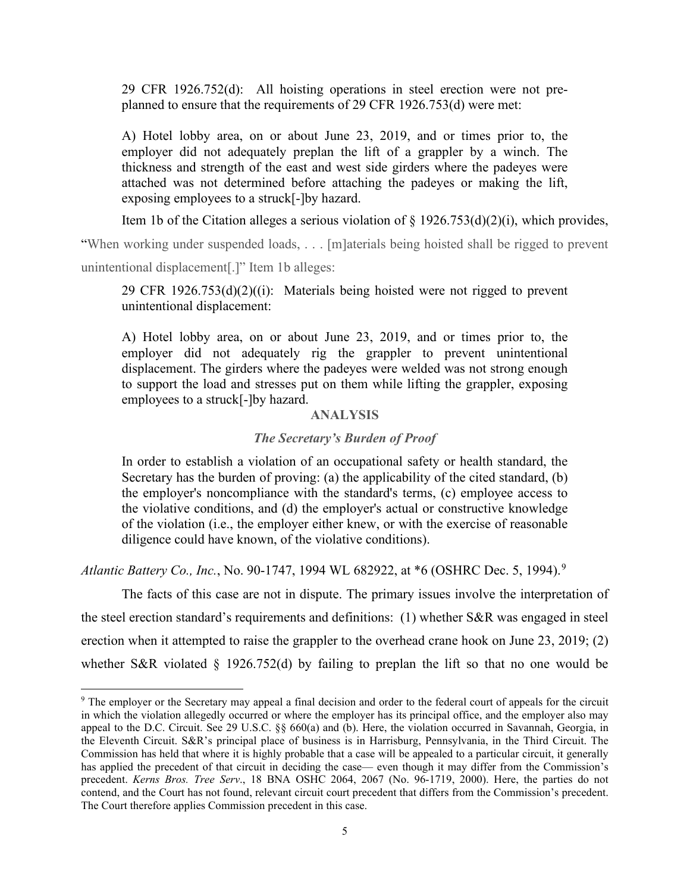> 29 CFR 1926.752(d): All hoisting operations in steel erection were not pre-planned to ensure that the requirements of 29 CFR 1926.753(d) were met:
>
> A) Hotel lobby area, on or about June 23, 2019, and or times prior to, the employer did not adequately preplan the lift of a grappler by a winch. The thickness and strength of the east and west side girders where the padeyes were attached was not determined before attaching the padeyes or making the lift, exposing employees to a struck[-]by hazard.

Item 1b of the Citation alleges a serious violation of § 1926.753(d)(2)(i), which provides, "When working under suspended loads, . . . [m]aterials being hoisted shall be rigged to prevent unintentional displacement[.]" Item 1b alleges:

> 29 CFR 1926.753(d)(2)((i): Materials being hoisted were not rigged to prevent unintentional displacement:
>
> A) Hotel lobby area, on or about June 23, 2019, and or times prior to, the employer did not adequately rig the grappler to prevent unintentional displacement. The girders where the padeyes were welded was not strong enough to support the load and stresses put on them while lifting the grappler, exposing employees to a struck[-]by hazard.

## ANALYSIS

### *The Secretary's Burden of Proof*

> In order to establish a violation of an occupational safety or health standard, the Secretary has the burden of proving: (a) the applicability of the cited standard, (b) the employer's noncompliance with the standard's terms, (c) employee access to the violative conditions, and (d) the employer's actual or constructive knowledge of the violation (i.e., the employer either knew, or with the exercise of reasonable diligence could have known, of the violative conditions).

*Atlantic Battery Co., Inc.*, No. 90-1747, 1994 WL 682922, at *6 (OSHRC Dec. 5, 1994).[9]

The facts of this case are not in dispute. The primary issues involve the interpretation of the steel erection standard's requirements and definitions: (1) whether S&R was engaged in steel erection when it attempted to raise the grappler to the overhead crane hook on June 23, 2019; (2) whether S&R violated § 1926.752(d) by failing to preplan the lift so that no one would be

[9] The employer or the Secretary may appeal a final decision and order to the federal court of appeals for the circuit in which the violation allegedly occurred or where the employer has its principal office, and the employer also may appeal to the D.C. Circuit. See 29 U.S.C. §§ 660(a) and (b). Here, the violation occurred in Savannah, Georgia, in the Eleventh Circuit. S&R's principal place of business is in Harrisburg, Pennsylvania, in the Third Circuit. The Commission has held that where it is highly probable that a case will be appealed to a particular circuit, it generally has applied the precedent of that circuit in deciding the case— even though it may differ from the Commission's precedent. *Kerns Bros. Tree Serv*., 18 BNA OSHC 2064, 2067 (No. 96-1719, 2000). Here, the parties do not contend, and the Court has not found, relevant circuit court precedent that differs from the Commission's precedent. The Court therefore applies Commission precedent in this case.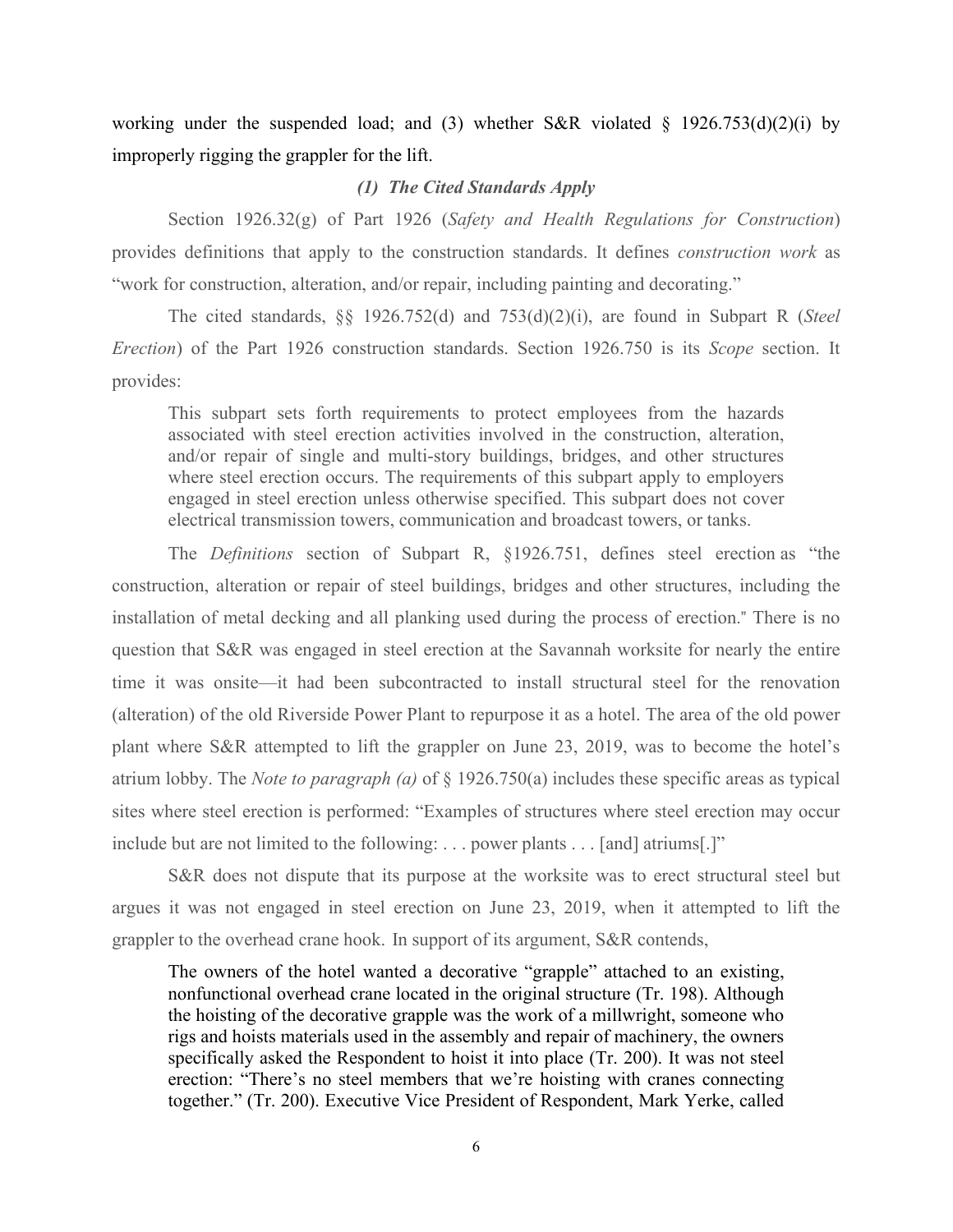working under the suspended load; and (3) whether S&R violated § 1926.753(d)(2)(i) by improperly rigging the grappler for the lift.

### *(1) The Cited Standards Apply*

Section 1926.32(g) of Part 1926 (*Safety and Health Regulations for Construction*) provides definitions that apply to the construction standards. It defines *construction work* as "work for construction, alteration, and/or repair, including painting and decorating."

The cited standards, §§ 1926.752(d) and 753(d)(2)(i), are found in Subpart R (*Steel Erection*) of the Part 1926 construction standards. Section 1926.750 is its *Scope* section. It provides:

> This subpart sets forth requirements to protect employees from the hazards associated with steel erection activities involved in the construction, alteration, and/or repair of single and multi-story buildings, bridges, and other structures where steel erection occurs. The requirements of this subpart apply to employers engaged in steel erection unless otherwise specified. This subpart does not cover electrical transmission towers, communication and broadcast towers, or tanks.

The *Definitions* section of Subpart R, §1926.751, defines steel erection as "the construction, alteration or repair of steel buildings, bridges and other structures, including the installation of metal decking and all planking used during the process of erection." There is no question that S&R was engaged in steel erection at the Savannah worksite for nearly the entire time it was onsite—it had been subcontracted to install structural steel for the renovation (alteration) of the old Riverside Power Plant to repurpose it as a hotel. The area of the old power plant where S&R attempted to lift the grappler on June 23, 2019, was to become the hotel's atrium lobby. The *Note to paragraph (a)* of § 1926.750(a) includes these specific areas as typical sites where steel erection is performed: "Examples of structures where steel erection may occur include but are not limited to the following: . . . power plants . . . [and] atriums[.]"

S&R does not dispute that its purpose at the worksite was to erect structural steel but argues it was not engaged in steel erection on June 23, 2019, when it attempted to lift the grappler to the overhead crane hook. In support of its argument, S&R contends,

> The owners of the hotel wanted a decorative "grapple" attached to an existing, nonfunctional overhead crane located in the original structure (Tr. 198). Although the hoisting of the decorative grapple was the work of a millwright, someone who rigs and hoists materials used in the assembly and repair of machinery, the owners specifically asked the Respondent to hoist it into place (Tr. 200). It was not steel erection: "There's no steel members that we're hoisting with cranes connecting together." (Tr. 200). Executive Vice President of Respondent, Mark Yerke, called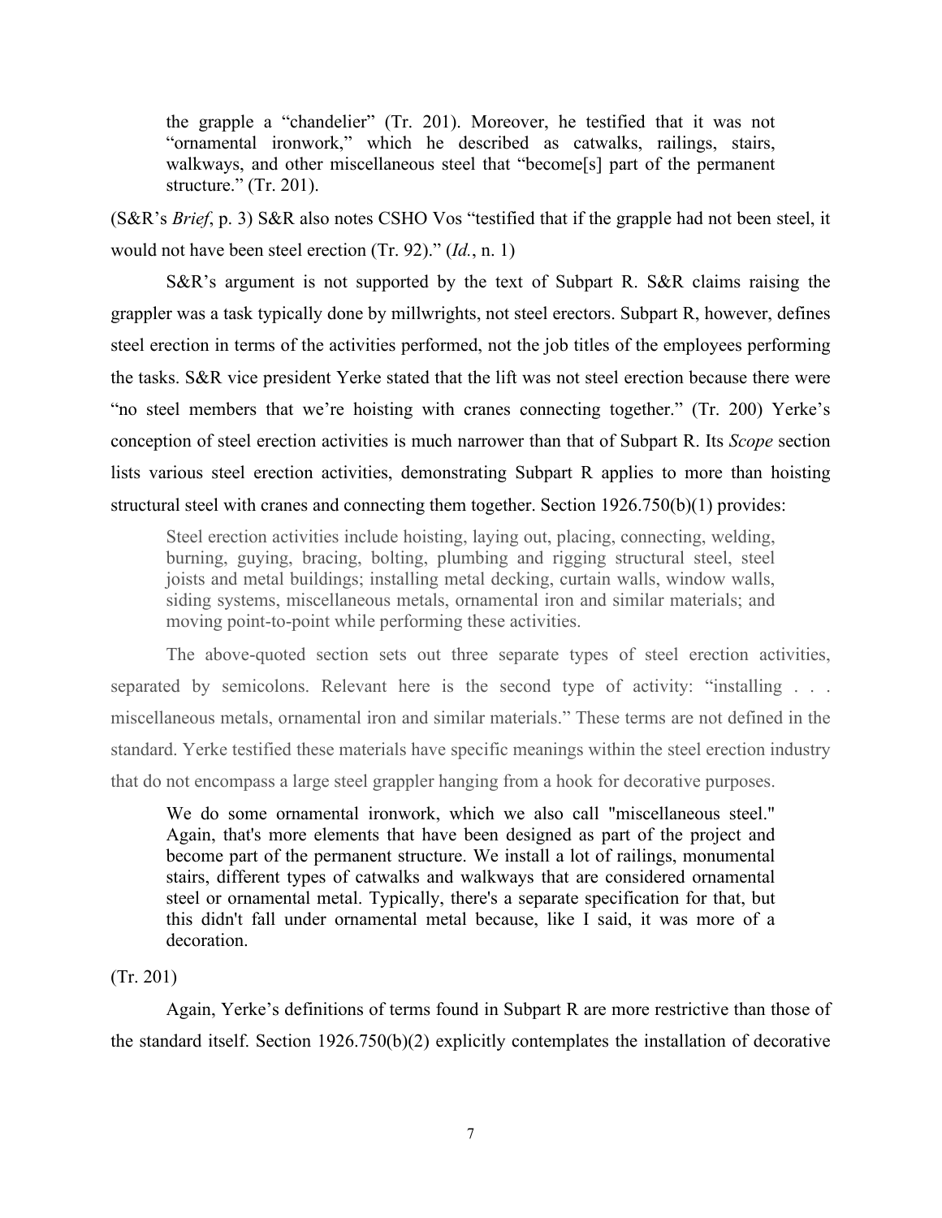> the grapple a "chandelier" (Tr. 201). Moreover, he testified that it was not "ornamental ironwork," which he described as catwalks, railings, stairs, walkways, and other miscellaneous steel that "become[s] part of the permanent structure." (Tr. 201).

(S&R's *Brief*, p. 3) S&R also notes CSHO Vos "testified that if the grapple had not been steel, it would not have been steel erection (Tr. 92)." (*Id.*, n. 1)

S&R's argument is not supported by the text of Subpart R. S&R claims raising the grappler was a task typically done by millwrights, not steel erectors. Subpart R, however, defines steel erection in terms of the activities performed, not the job titles of the employees performing the tasks. S&R vice president Yerke stated that the lift was not steel erection because there were "no steel members that we're hoisting with cranes connecting together." (Tr. 200) Yerke's conception of steel erection activities is much narrower than that of Subpart R. Its *Scope* section lists various steel erection activities, demonstrating Subpart R applies to more than hoisting structural steel with cranes and connecting them together. Section 1926.750(b)(1) provides:

> Steel erection activities include hoisting, laying out, placing, connecting, welding, burning, guying, bracing, bolting, plumbing and rigging structural steel, steel joists and metal buildings; installing metal decking, curtain walls, window walls, siding systems, miscellaneous metals, ornamental iron and similar materials; and moving point-to-point while performing these activities.

The above-quoted section sets out three separate types of steel erection activities, separated by semicolons. Relevant here is the second type of activity: "installing . . . miscellaneous metals, ornamental iron and similar materials." These terms are not defined in the standard. Yerke testified these materials have specific meanings within the steel erection industry that do not encompass a large steel grappler hanging from a hook for decorative purposes.

> We do some ornamental ironwork, which we also call "miscellaneous steel." Again, that's more elements that have been designed as part of the project and become part of the permanent structure. We install a lot of railings, monumental stairs, different types of catwalks and walkways that are considered ornamental steel or ornamental metal. Typically, there's a separate specification for that, but this didn't fall under ornamental metal because, like I said, it was more of a decoration.

(Tr. 201)

Again, Yerke's definitions of terms found in Subpart R are more restrictive than those of the standard itself. Section 1926.750(b)(2) explicitly contemplates the installation of decorative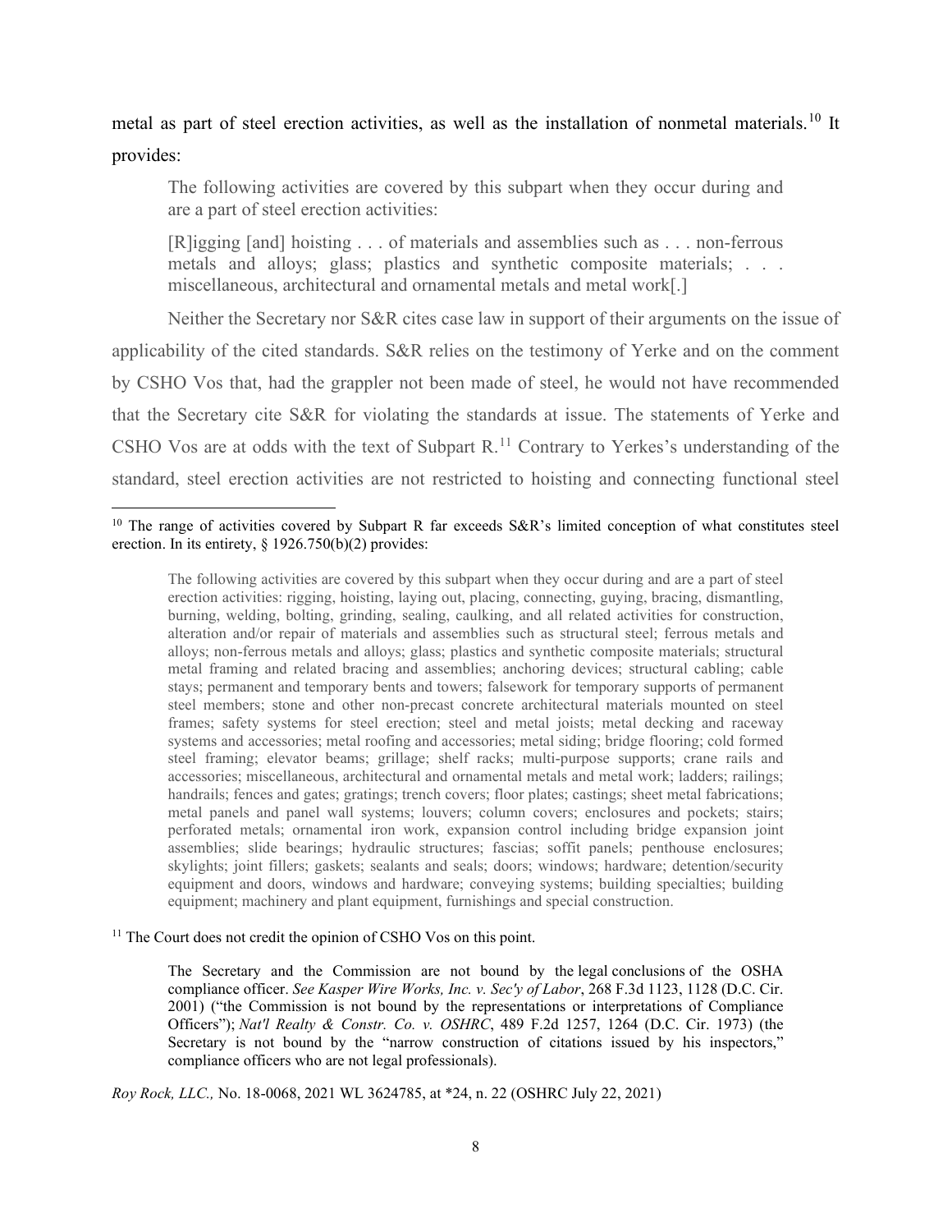metal as part of steel erection activities, as well as the installation of nonmetal materials.[10] It provides:

> The following activities are covered by this subpart when they occur during and are a part of steel erection activities:
>
> [R]igging [and] hoisting . . . of materials and assemblies such as . . . non-ferrous metals and alloys; glass; plastics and synthetic composite materials; . . . miscellaneous, architectural and ornamental metals and metal work[.]

Neither the Secretary nor S&R cites case law in support of their arguments on the issue of applicability of the cited standards. S&R relies on the testimony of Yerke and on the comment by CSHO Vos that, had the grappler not been made of steel, he would not have recommended that the Secretary cite S&R for violating the standards at issue. The statements of Yerke and CSHO Vos are at odds with the text of Subpart R.[11] Contrary to Yerkes's understanding of the standard, steel erection activities are not restricted to hoisting and connecting functional steel

---

[10] The range of activities covered by Subpart R far exceeds S&R's limited conception of what constitutes steel erection. In its entirety, § 1926.750(b)(2) provides:

> The following activities are covered by this subpart when they occur during and are a part of steel erection activities: rigging, hoisting, laying out, placing, connecting, guying, bracing, dismantling, burning, welding, bolting, grinding, sealing, caulking, and all related activities for construction, alteration and/or repair of materials and assemblies such as structural steel; ferrous metals and alloys; non-ferrous metals and alloys; glass; plastics and synthetic composite materials; structural metal framing and related bracing and assemblies; anchoring devices; structural cabling; cable stays; permanent and temporary bents and towers; falsework for temporary supports of permanent steel members; stone and other non-precast concrete architectural materials mounted on steel frames; safety systems for steel erection; steel and metal joists; metal decking and raceway systems and accessories; metal roofing and accessories; metal siding; bridge flooring; cold formed steel framing; elevator beams; grillage; shelf racks; multi-purpose supports; crane rails and accessories; miscellaneous, architectural and ornamental metals and metal work; ladders; railings; handrails; fences and gates; gratings; trench covers; floor plates; castings; sheet metal fabrications; metal panels and panel wall systems; louvers; column covers; enclosures and pockets; stairs; perforated metals; ornamental iron work, expansion control including bridge expansion joint assemblies; slide bearings; hydraulic structures; fascias; soffit panels; penthouse enclosures; skylights; joint fillers; gaskets; sealants and seals; doors; windows; hardware; detention/security equipment and doors, windows and hardware; conveying systems; building specialties; building equipment; machinery and plant equipment, furnishings and special construction.

[11] The Court does not credit the opinion of CSHO Vos on this point.

> The Secretary and the Commission are not bound by the legal conclusions of the OSHA compliance officer. *See Kasper Wire Works, Inc. v. Sec'y of Labor*, 268 F.3d 1123, 1128 (D.C. Cir. 2001) ("the Commission is not bound by the representations or interpretations of Compliance Officers"); *Nat'l Realty & Constr. Co. v. OSHRC*, 489 F.2d 1257, 1264 (D.C. Cir. 1973) (the Secretary is not bound by the "narrow construction of citations issued by his inspectors," compliance officers who are not legal professionals).

*Roy Rock, LLC.,* No. 18-0068, 2021 WL 3624785, at *24, n. 22 (OSHRC July 22, 2021)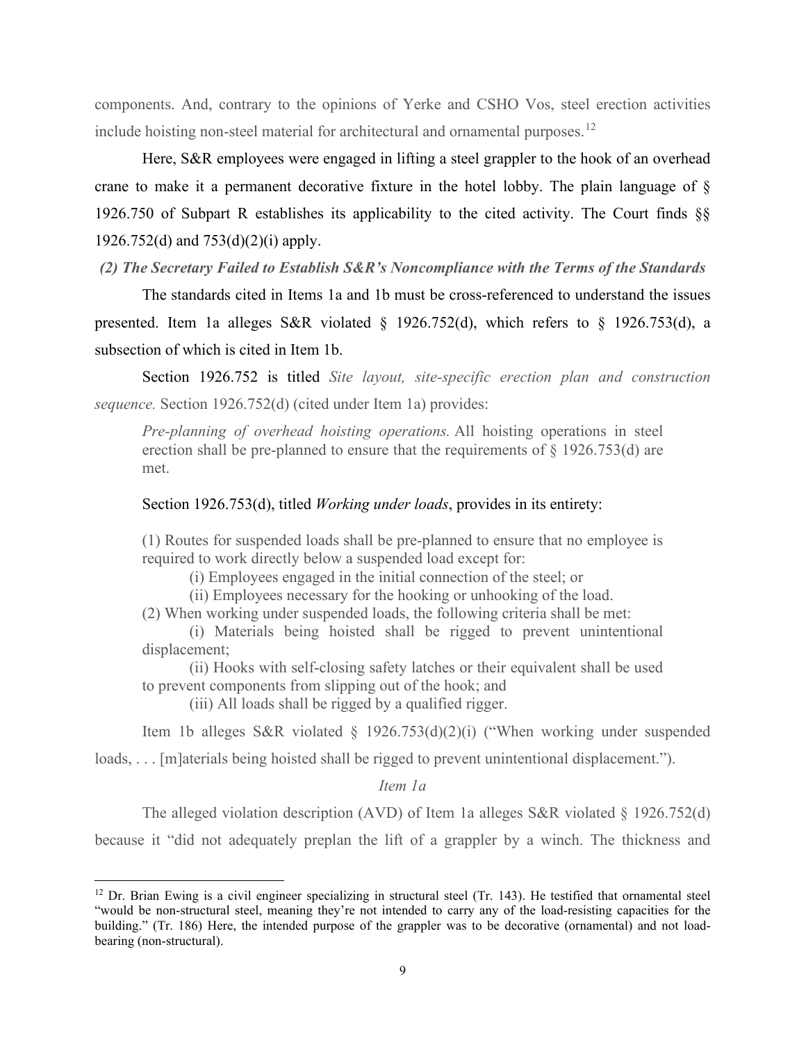components. And, contrary to the opinions of Yerke and CSHO Vos, steel erection activities include hoisting non-steel material for architectural and ornamental purposes.[12]

Here, S&R employees were engaged in lifting a steel grappler to the hook of an overhead crane to make it a permanent decorative fixture in the hotel lobby. The plain language of § 1926.750 of Subpart R establishes its applicability to the cited activity. The Court finds §§ 1926.752(d) and 753(d)(2)(i) apply.

***(2) The Secretary Failed to Establish S&R's Noncompliance with the Terms of the Standards***

The standards cited in Items 1a and 1b must be cross-referenced to understand the issues presented. Item 1a alleges S&R violated § 1926.752(d), which refers to § 1926.753(d), a subsection of which is cited in Item 1b.

Section 1926.752 is titled *Site layout, site-specific erection plan and construction sequence.* Section 1926.752(d) (cited under Item 1a) provides:

> *Pre-planning of overhead hoisting operations.* All hoisting operations in steel erection shall be pre-planned to ensure that the requirements of § 1926.753(d) are met.

Section 1926.753(d), titled *Working under loads*, provides in its entirety:

> (1) Routes for suspended loads shall be pre-planned to ensure that no employee is required to work directly below a suspended load except for:
>
> (i) Employees engaged in the initial connection of the steel; or
>
> (ii) Employees necessary for the hooking or unhooking of the load.
>
> (2) When working under suspended loads, the following criteria shall be met:
>
> (i) Materials being hoisted shall be rigged to prevent unintentional displacement;
>
> (ii) Hooks with self-closing safety latches or their equivalent shall be used to prevent components from slipping out of the hook; and
>
> (iii) All loads shall be rigged by a qualified rigger.

Item 1b alleges S&R violated § 1926.753(d)(2)(i) ("When working under suspended loads, . . . [m]aterials being hoisted shall be rigged to prevent unintentional displacement.").

*Item 1a*

The alleged violation description (AVD) of Item 1a alleges S&R violated § 1926.752(d) because it "did not adequately preplan the lift of a grappler by a winch. The thickness and

---

[12] Dr. Brian Ewing is a civil engineer specializing in structural steel (Tr. 143). He testified that ornamental steel "would be non-structural steel, meaning they're not intended to carry any of the load-resisting capacities for the building." (Tr. 186) Here, the intended purpose of the grappler was to be decorative (ornamental) and not load-bearing (non-structural).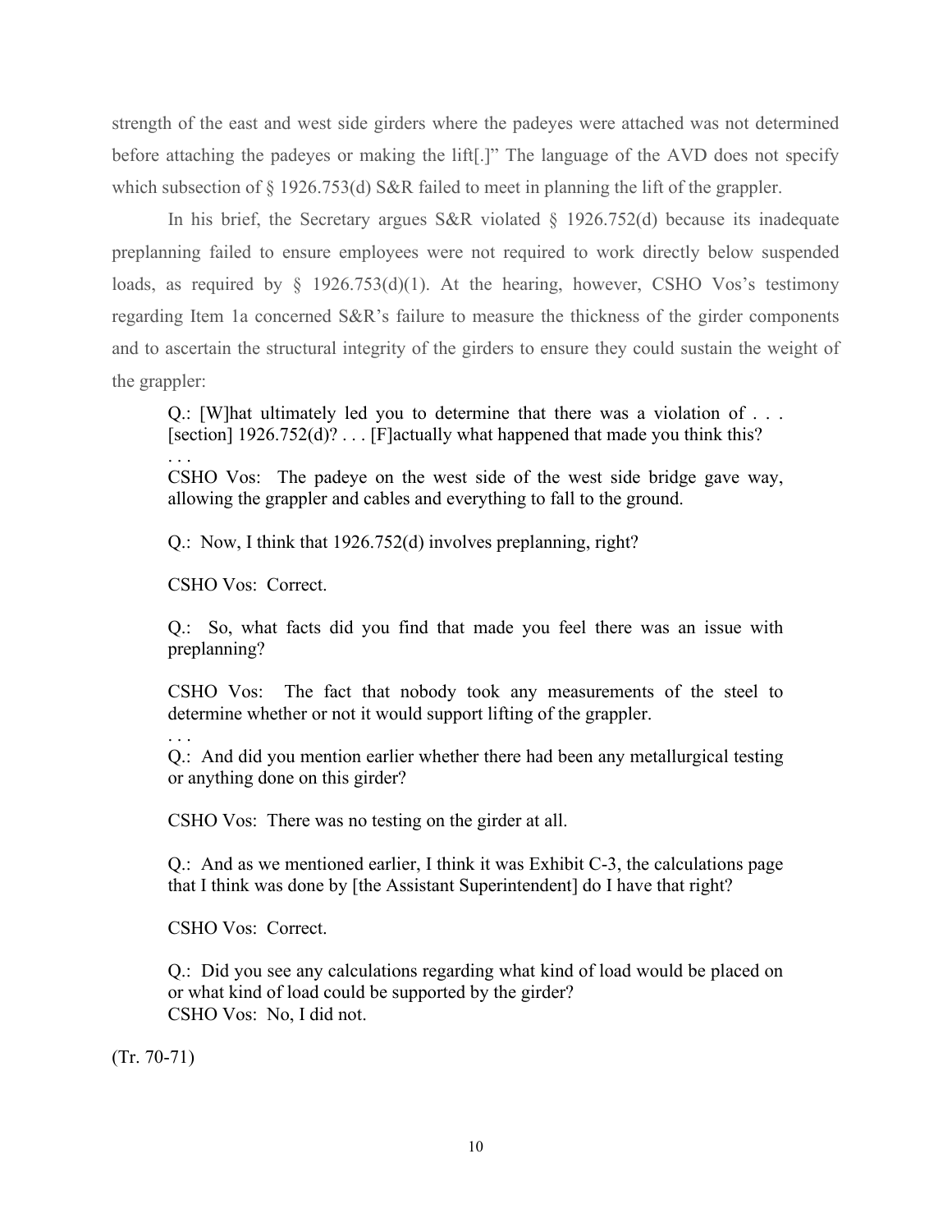strength of the east and west side girders where the padeyes were attached was not determined before attaching the padeyes or making the lift[.]" The language of the AVD does not specify which subsection of § 1926.753(d) S&R failed to meet in planning the lift of the grappler.

In his brief, the Secretary argues S&R violated § 1926.752(d) because its inadequate preplanning failed to ensure employees were not required to work directly below suspended loads, as required by § 1926.753(d)(1). At the hearing, however, CSHO Vos's testimony regarding Item 1a concerned S&R's failure to measure the thickness of the girder components and to ascertain the structural integrity of the girders to ensure they could sustain the weight of the grappler:

> Q.: [W]hat ultimately led you to determine that there was a violation of . . . [section] 1926.752(d)? . . . [F]actually what happened that made you think this?
> . . .
> CSHO Vos: The padeye on the west side of the west side bridge gave way, allowing the grappler and cables and everything to fall to the ground.
>
> Q.: Now, I think that 1926.752(d) involves preplanning, right?
>
> CSHO Vos: Correct.
>
> Q.: So, what facts did you find that made you feel there was an issue with preplanning?
>
> CSHO Vos: The fact that nobody took any measurements of the steel to determine whether or not it would support lifting of the grappler.
> . . .
> Q.: And did you mention earlier whether there had been any metallurgical testing or anything done on this girder?
>
> CSHO Vos: There was no testing on the girder at all.
>
> Q.: And as we mentioned earlier, I think it was Exhibit C-3, the calculations page that I think was done by [the Assistant Superintendent] do I have that right?
>
> CSHO Vos: Correct.
>
> Q.: Did you see any calculations regarding what kind of load would be placed on or what kind of load could be supported by the girder?
> CSHO Vos: No, I did not.

(Tr. 70-71)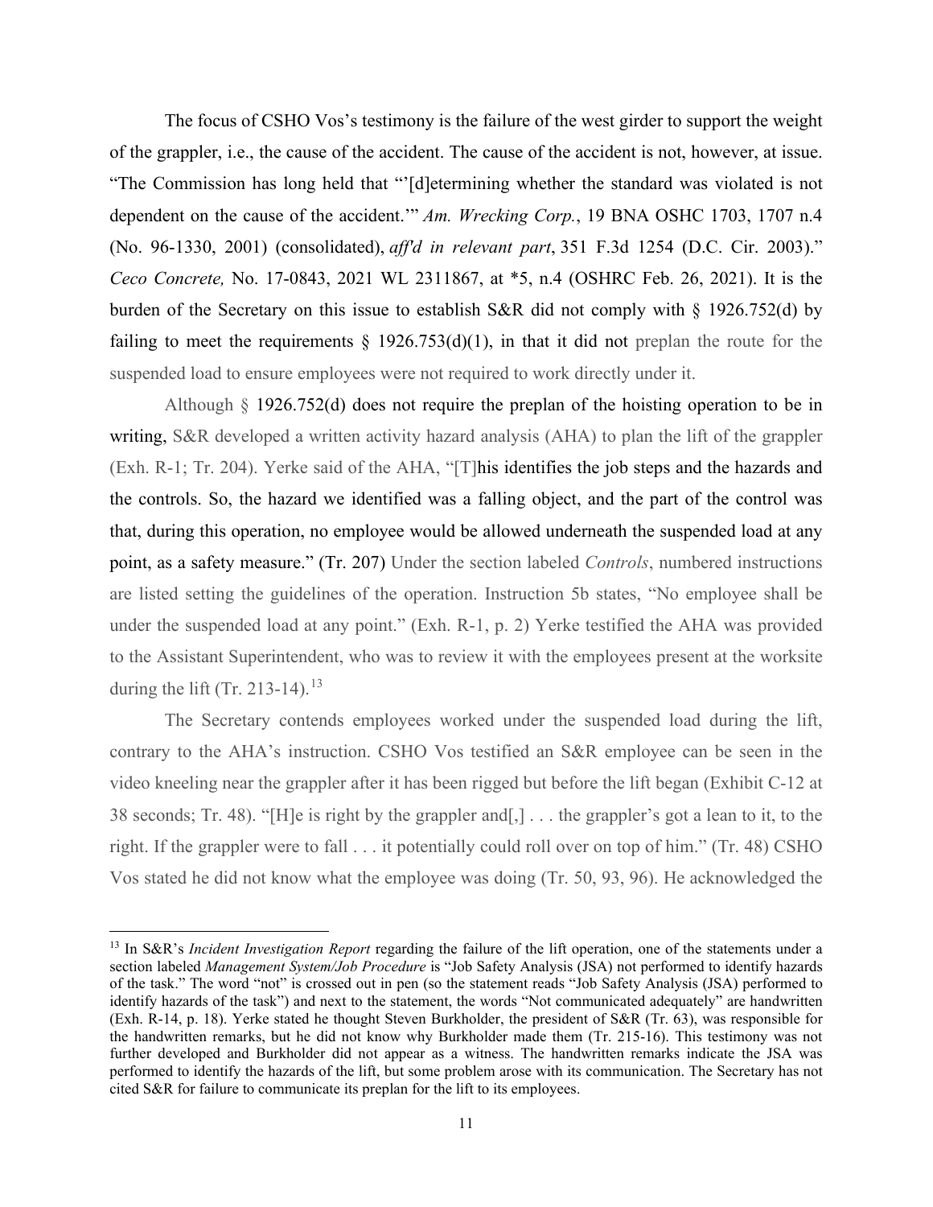The focus of CSHO Vos's testimony is the failure of the west girder to support the weight of the grappler, i.e., the cause of the accident. The cause of the accident is not, however, at issue. "The Commission has long held that "'[d]etermining whether the standard was violated is not dependent on the cause of the accident.'" *Am. Wrecking Corp.*, 19 BNA OSHC 1703, 1707 n.4 (No. 96-1330, 2001) (consolidated), *aff'd in relevant part*, 351 F.3d 1254 (D.C. Cir. 2003)." *Ceco Concrete,* No. 17-0843, 2021 WL 2311867, at *5, n.4 (OSHRC Feb. 26, 2021). It is the burden of the Secretary on this issue to establish S&R did not comply with § 1926.752(d) by failing to meet the requirements § 1926.753(d)(1), in that it did not preplan the route for the suspended load to ensure employees were not required to work directly under it.

Although § 1926.752(d) does not require the preplan of the hoisting operation to be in writing, S&R developed a written activity hazard analysis (AHA) to plan the lift of the grappler (Exh. R-1; Tr. 204). Yerke said of the AHA, "[T]his identifies the job steps and the hazards and the controls. So, the hazard we identified was a falling object, and the part of the control was that, during this operation, no employee would be allowed underneath the suspended load at any point, as a safety measure." (Tr. 207) Under the section labeled *Controls*, numbered instructions are listed setting the guidelines of the operation. Instruction 5b states, "No employee shall be under the suspended load at any point." (Exh. R-1, p. 2) Yerke testified the AHA was provided to the Assistant Superintendent, who was to review it with the employees present at the worksite during the lift (Tr. 213-14).[13]

The Secretary contends employees worked under the suspended load during the lift, contrary to the AHA's instruction. CSHO Vos testified an S&R employee can be seen in the video kneeling near the grappler after it has been rigged but before the lift began (Exhibit C-12 at 38 seconds; Tr. 48). "[H]e is right by the grappler and[,] . . . the grappler's got a lean to it, to the right. If the grappler were to fall . . . it potentially could roll over on top of him." (Tr. 48) CSHO Vos stated he did not know what the employee was doing (Tr. 50, 93, 96). He acknowledged the

---

[13] In S&R's *Incident Investigation Report* regarding the failure of the lift operation, one of the statements under a section labeled *Management System/Job Procedure* is "Job Safety Analysis (JSA) not performed to identify hazards of the task." The word "not" is crossed out in pen (so the statement reads "Job Safety Analysis (JSA) performed to identify hazards of the task") and next to the statement, the words "Not communicated adequately" are handwritten (Exh. R-14, p. 18). Yerke stated he thought Steven Burkholder, the president of S&R (Tr. 63), was responsible for the handwritten remarks, but he did not know why Burkholder made them (Tr. 215-16). This testimony was not further developed and Burkholder did not appear as a witness. The handwritten remarks indicate the JSA was performed to identify the hazards of the lift, but some problem arose with its communication. The Secretary has not cited S&R for failure to communicate its preplan for the lift to its employees.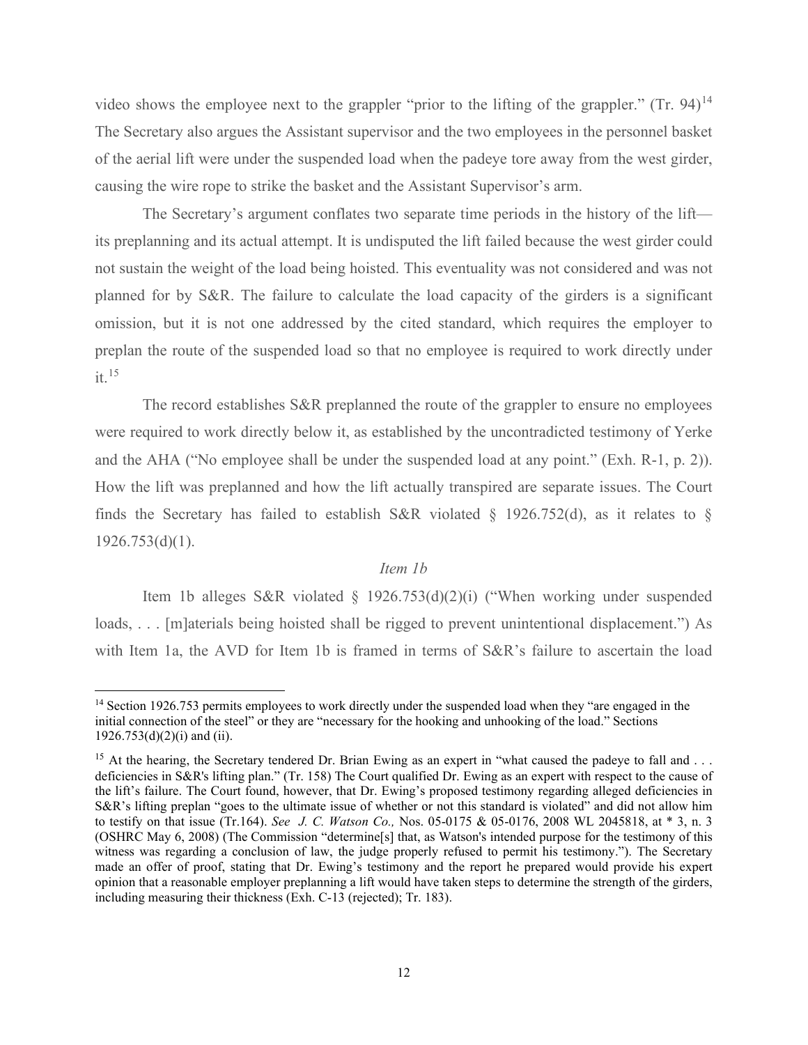video shows the employee next to the grappler "prior to the lifting of the grappler." (Tr. 94)[14] The Secretary also argues the Assistant supervisor and the two employees in the personnel basket of the aerial lift were under the suspended load when the padeye tore away from the west girder, causing the wire rope to strike the basket and the Assistant Supervisor's arm.

The Secretary's argument conflates two separate time periods in the history of the lift—its preplanning and its actual attempt. It is undisputed the lift failed because the west girder could not sustain the weight of the load being hoisted. This eventuality was not considered and was not planned for by S&R. The failure to calculate the load capacity of the girders is a significant omission, but it is not one addressed by the cited standard, which requires the employer to preplan the route of the suspended load so that no employee is required to work directly under it.[15]

The record establishes S&R preplanned the route of the grappler to ensure no employees were required to work directly below it, as established by the uncontradicted testimony of Yerke and the AHA ("No employee shall be under the suspended load at any point." (Exh. R-1, p. 2)). How the lift was preplanned and how the lift actually transpired are separate issues. The Court finds the Secretary has failed to establish S&R violated § 1926.752(d), as it relates to § 1926.753(d)(1).

*Item 1b*

Item 1b alleges S&R violated § 1926.753(d)(2)(i) ("When working under suspended loads, . . . [m]aterials being hoisted shall be rigged to prevent unintentional displacement.") As with Item 1a, the AVD for Item 1b is framed in terms of S&R's failure to ascertain the load

---

[14] Section 1926.753 permits employees to work directly under the suspended load when they "are engaged in the initial connection of the steel" or they are "necessary for the hooking and unhooking of the load." Sections 1926.753(d)(2)(i) and (ii).

[15] At the hearing, the Secretary tendered Dr. Brian Ewing as an expert in "what caused the padeye to fall and . . . deficiencies in S&R's lifting plan." (Tr. 158) The Court qualified Dr. Ewing as an expert with respect to the cause of the lift's failure. The Court found, however, that Dr. Ewing's proposed testimony regarding alleged deficiencies in S&R's lifting preplan "goes to the ultimate issue of whether or not this standard is violated" and did not allow him to testify on that issue (Tr.164). *See J. C. Watson Co.,* Nos. 05-0175 & 05-0176, 2008 WL 2045818, at * 3, n. 3 (OSHRC May 6, 2008) (The Commission "determine[s] that, as Watson's intended purpose for the testimony of this witness was regarding a conclusion of law, the judge properly refused to permit his testimony."). The Secretary made an offer of proof, stating that Dr. Ewing's testimony and the report he prepared would provide his expert opinion that a reasonable employer preplanning a lift would have taken steps to determine the strength of the girders, including measuring their thickness (Exh. C-13 (rejected); Tr. 183).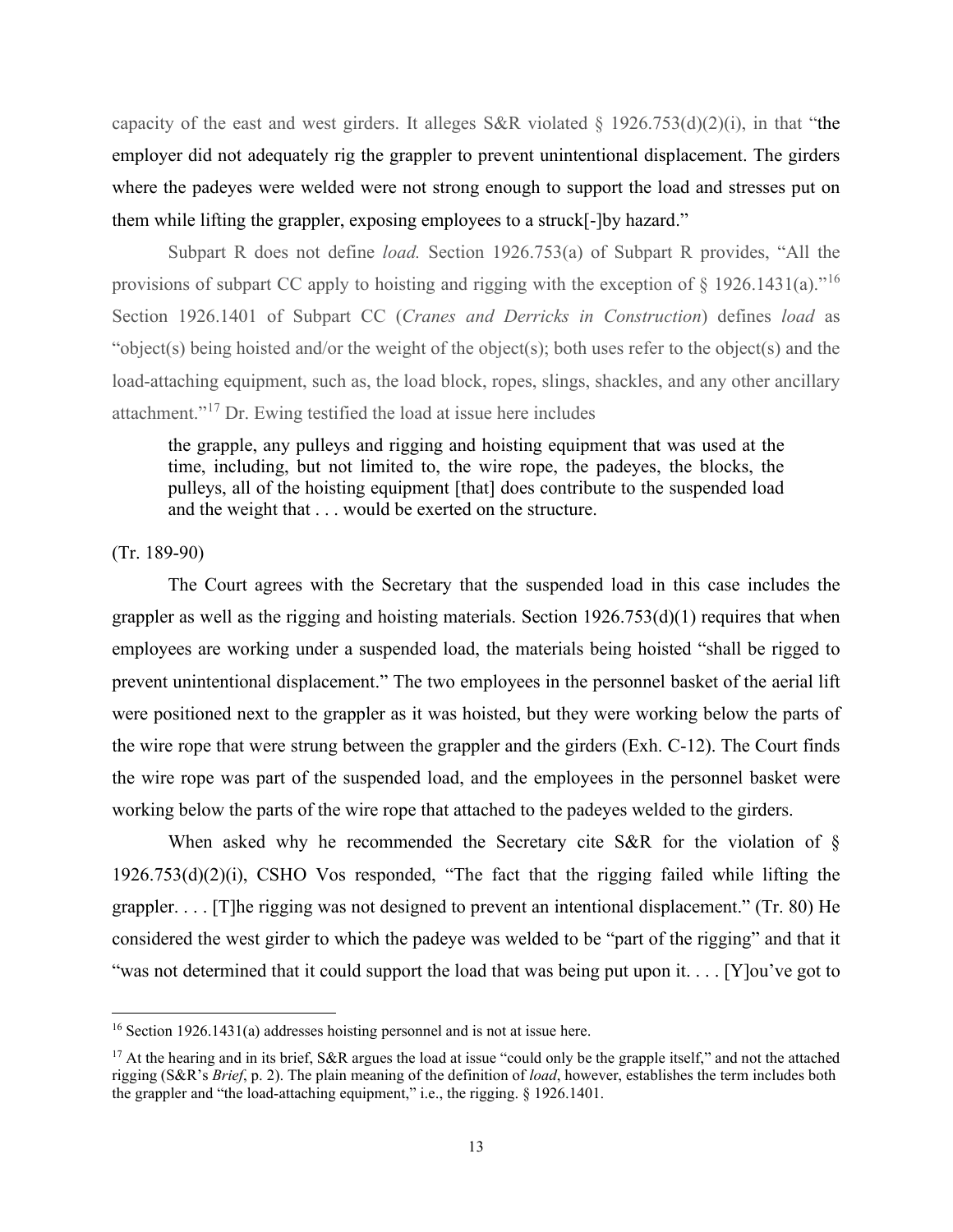capacity of the east and west girders. It alleges S&R violated § 1926.753(d)(2)(i), in that "the employer did not adequately rig the grappler to prevent unintentional displacement. The girders where the padeyes were welded were not strong enough to support the load and stresses put on them while lifting the grappler, exposing employees to a struck[-]by hazard."

Subpart R does not define *load.* Section 1926.753(a) of Subpart R provides, "All the provisions of subpart CC apply to hoisting and rigging with the exception of § 1926.1431(a)."[16] Section 1926.1401 of Subpart CC (*Cranes and Derricks in Construction*) defines *load* as "object(s) being hoisted and/or the weight of the object(s); both uses refer to the object(s) and the load-attaching equipment, such as, the load block, ropes, slings, shackles, and any other ancillary attachment."[17] Dr. Ewing testified the load at issue here includes

> the grapple, any pulleys and rigging and hoisting equipment that was used at the time, including, but not limited to, the wire rope, the padeyes, the blocks, the pulleys, all of the hoisting equipment [that] does contribute to the suspended load and the weight that . . . would be exerted on the structure.

(Tr. 189-90)

The Court agrees with the Secretary that the suspended load in this case includes the grappler as well as the rigging and hoisting materials. Section 1926.753(d)(1) requires that when employees are working under a suspended load, the materials being hoisted "shall be rigged to prevent unintentional displacement." The two employees in the personnel basket of the aerial lift were positioned next to the grappler as it was hoisted, but they were working below the parts of the wire rope that were strung between the grappler and the girders (Exh. C-12). The Court finds the wire rope was part of the suspended load, and the employees in the personnel basket were working below the parts of the wire rope that attached to the padeyes welded to the girders.

When asked why he recommended the Secretary cite S&R for the violation of § 1926.753(d)(2)(i), CSHO Vos responded, "The fact that the rigging failed while lifting the grappler. . . . [T]he rigging was not designed to prevent an intentional displacement." (Tr. 80) He considered the west girder to which the padeye was welded to be "part of the rigging" and that it "was not determined that it could support the load that was being put upon it. . . . [Y]ou've got to

---

[16] Section 1926.1431(a) addresses hoisting personnel and is not at issue here.

[17] At the hearing and in its brief, S&R argues the load at issue "could only be the grapple itself," and not the attached rigging (S&R's *Brief*, p. 2). The plain meaning of the definition of *load*, however, establishes the term includes both the grappler and "the load-attaching equipment," i.e., the rigging. § 1926.1401.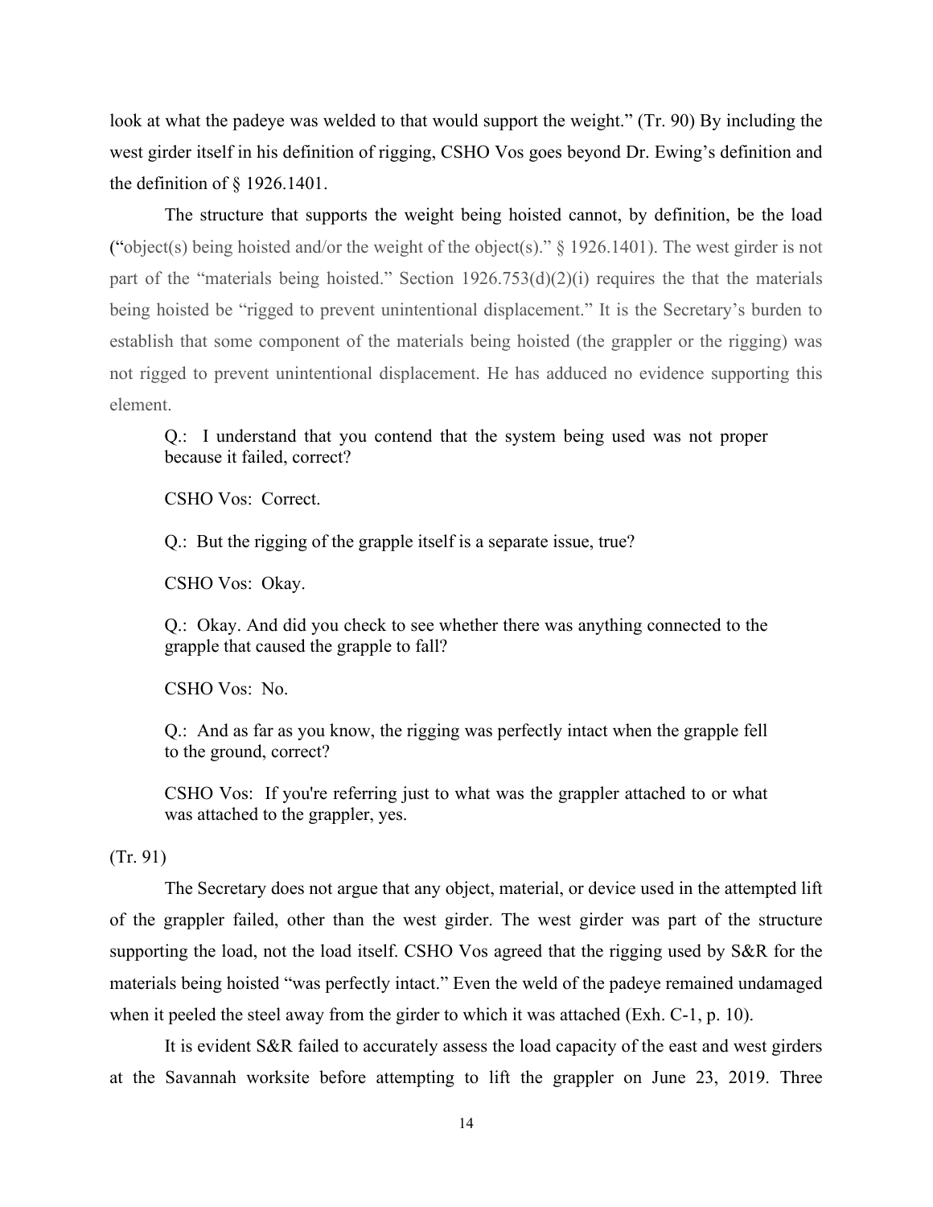look at what the padeye was welded to that would support the weight." (Tr. 90) By including the west girder itself in his definition of rigging, CSHO Vos goes beyond Dr. Ewing's definition and the definition of § 1926.1401.

The structure that supports the weight being hoisted cannot, by definition, be the load ("object(s) being hoisted and/or the weight of the object(s)." § 1926.1401). The west girder is not part of the "materials being hoisted." Section 1926.753(d)(2)(i) requires the that the materials being hoisted be "rigged to prevent unintentional displacement." It is the Secretary's burden to establish that some component of the materials being hoisted (the grappler or the rigging) was not rigged to prevent unintentional displacement. He has adduced no evidence supporting this element.

> Q.: I understand that you contend that the system being used was not proper because it failed, correct?
>
> CSHO Vos: Correct.
>
> Q.: But the rigging of the grapple itself is a separate issue, true?
>
> CSHO Vos: Okay.
>
> Q.: Okay. And did you check to see whether there was anything connected to the grapple that caused the grapple to fall?
>
> CSHO Vos: No.
>
> Q.: And as far as you know, the rigging was perfectly intact when the grapple fell to the ground, correct?
>
> CSHO Vos: If you're referring just to what was the grappler attached to or what was attached to the grappler, yes.

(Tr. 91)

The Secretary does not argue that any object, material, or device used in the attempted lift of the grappler failed, other than the west girder. The west girder was part of the structure supporting the load, not the load itself. CSHO Vos agreed that the rigging used by S&R for the materials being hoisted "was perfectly intact." Even the weld of the padeye remained undamaged when it peeled the steel away from the girder to which it was attached (Exh. C-1, p. 10).

It is evident S&R failed to accurately assess the load capacity of the east and west girders at the Savannah worksite before attempting to lift the grappler on June 23, 2019. Three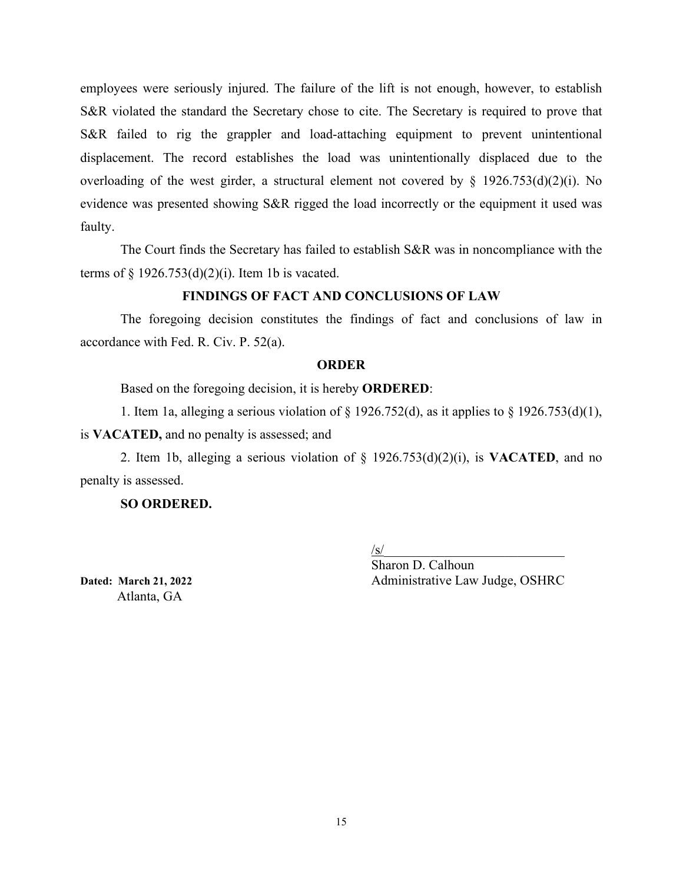employees were seriously injured. The failure of the lift is not enough, however, to establish S&R violated the standard the Secretary chose to cite. The Secretary is required to prove that S&R failed to rig the grappler and load-attaching equipment to prevent unintentional displacement. The record establishes the load was unintentionally displaced due to the overloading of the west girder, a structural element not covered by § 1926.753(d)(2)(i). No evidence was presented showing S&R rigged the load incorrectly or the equipment it used was faulty.

The Court finds the Secretary has failed to establish S&R was in noncompliance with the terms of § 1926.753(d)(2)(i). Item 1b is vacated.

## FINDINGS OF FACT AND CONCLUSIONS OF LAW

The foregoing decision constitutes the findings of fact and conclusions of law in accordance with Fed. R. Civ. P. 52(a).

## ORDER

Based on the foregoing decision, it is hereby **ORDERED**:

1. Item 1a, alleging a serious violation of § 1926.752(d), as it applies to § 1926.753(d)(1), is **VACATED,** and no penalty is assessed; and

2. Item 1b, alleging a serious violation of § 1926.753(d)(2)(i), is **VACATED**, and no penalty is assessed.

**SO ORDERED.**

/s/
Sharon D. Calhoun
Administrative Law Judge, OSHRC

**Dated: March 21, 2022**
Atlanta, GA